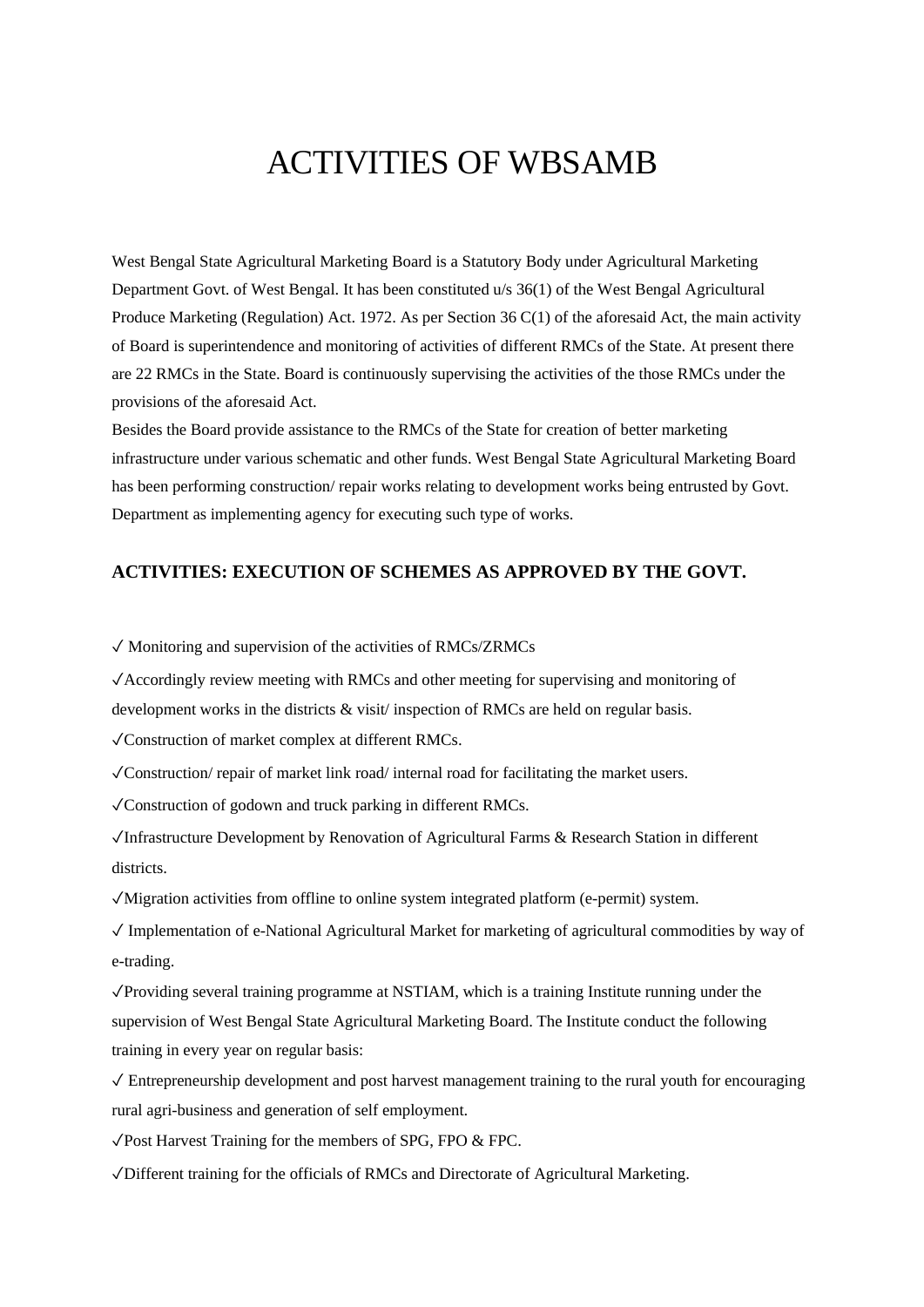# ACTIVITIES OF WBSAMB

West Bengal State Agricultural Marketing Board is a Statutory Body under Agricultural Marketing Department Govt. of West Bengal. It has been constituted u/s 36(1) of the West Bengal Agricultural Produce Marketing (Regulation) Act. 1972. As per Section 36 C(1) of the aforesaid Act, the main activity of Board is superintendence and monitoring of activities of different RMCs of the State. At present there are 22 RMCs in the State. Board is continuously supervising the activities of the those RMCs under the provisions of the aforesaid Act.

Besides the Board provide assistance to the RMCs of the State for creation of better marketing infrastructure under various schematic and other funds. West Bengal State Agricultural Marketing Board has been performing construction/ repair works relating to development works being entrusted by Govt. Department as implementing agency for executing such type of works.

### ACTIVITIES: EXECUTION OF SCHEMES AS APPROVED BY THE GOVT.

✓ Monitoring and supervision of the activities of RMCs/ZRMCs

✓Accordingly review meeting with RMCs and other meeting for supervising and monitoring of development works in the districts & visit/ inspection of RMCs are held on regular basis.

✓Construction of market complex at different RMCs.

✓Construction/ repair of market link road/ internal road for facilitating the market users.

✓Construction of godown and truck parking in different RMCs.

✓Infrastructure Development by Renovation of Agricultural Farms & Research Station in different districts.

✓Migration activities from offline to online system integrated platform (e-permit) system.

✓ Implementation of e-National Agricultural Market for marketing of agricultural commodities by way of e-trading.

✓Providing several training programme at NSTIAM, which is a training Institute running under the supervision of West Bengal State Agricultural Marketing Board. The Institute conduct the following training in every year on regular basis:

✓ Entrepreneurship development and post harvest management training to the rural youth for encouraging rural agri-business and generation of self employment.

✓Post Harvest Training for the members of SPG, FPO & FPC.

✓Different training for the officials of RMCs and Directorate of Agricultural Marketing.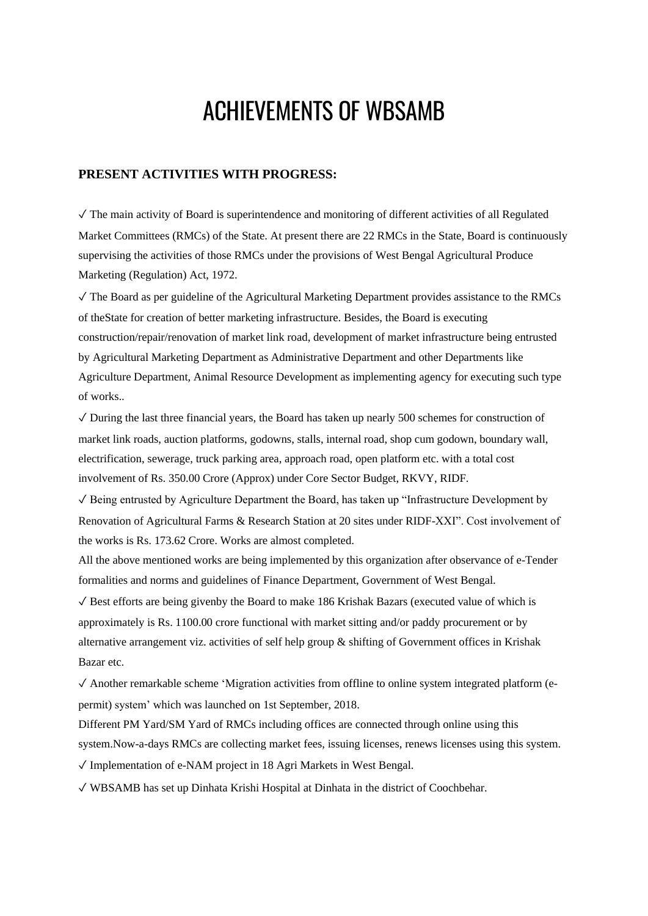# ACHIEVEMENTS OF WBSAMB

**PRESENT ACTIVITIES WITH PROGRESS:**

✓ The main activity of Board is superintendence and monitoring of different activities of all Regulated Market Committees (RMCs) of the State. At present there are 22 RMCs in the State, Board is continuously supervising the activities of those RMCs under the provisions of West Bengal Agricultural Produce Marketing (Regulation) Act, 1972.

✓ The Board as per guideline of the Agricultural Marketing Department provides assistance to the RMCs of theState for creation of better marketing infrastructure. Besides, the Board is executing construction/repair/renovation of market link road, development of market infrastructure being entrusted by Agricultural Marketing Department as Administrative Department and other Departments like Agriculture Department, Animal Resource Development as implementing agency for executing such type of works..

✓ During the last three financial years, the Board has taken up nearly 500 schemes for construction of market link roads, auction platforms, godowns, stalls, internal road, shop cum godown, boundary wall, electrification, sewerage, truck parking area, approach road, open platform etc. with a total cost involvement of Rs. 350.00 Crore (Approx) under Core Sector Budget, RKVY, RIDF.

✓ Being entrusted by Agriculture Department the Board, has taken up "Infrastructure Development by Renovation of Agricultural Farms & Research Station at 20 sites under RIDF-XXI". Cost involvement of the works is Rs. 173.62 Crore. Works are almost completed.

All the above mentioned works are being implemented by this organization after observance of e-Tender formalities and norms and guidelines of Finance Department, Government of West Bengal.

✓ Best efforts are being givenby the Board to make 186 Krishak Bazars (executed value of which is approximately is Rs. 1100.00 crore functional with market sitting and/or paddy procurement or by alternative arrangement viz. activities of self help group & shifting of Government offices in Krishak Bazar etc.

✓ Another remarkable scheme 'Migration activities from offline to online system integrated platform (e-permit) system' which was launched on 1st September, 2018.

Different PM Yard/SM Yard of RMCs including offices are connected through online using this system.Now-a-days RMCs are collecting market fees, issuing licenses, renews licenses using this system.

✓ Implementation of e-NAM project in 18 Agri Markets in West Bengal.

✓ WBSAMB has set up Dinhata Krishi Hospital at Dinhata in the district of Coochbehar.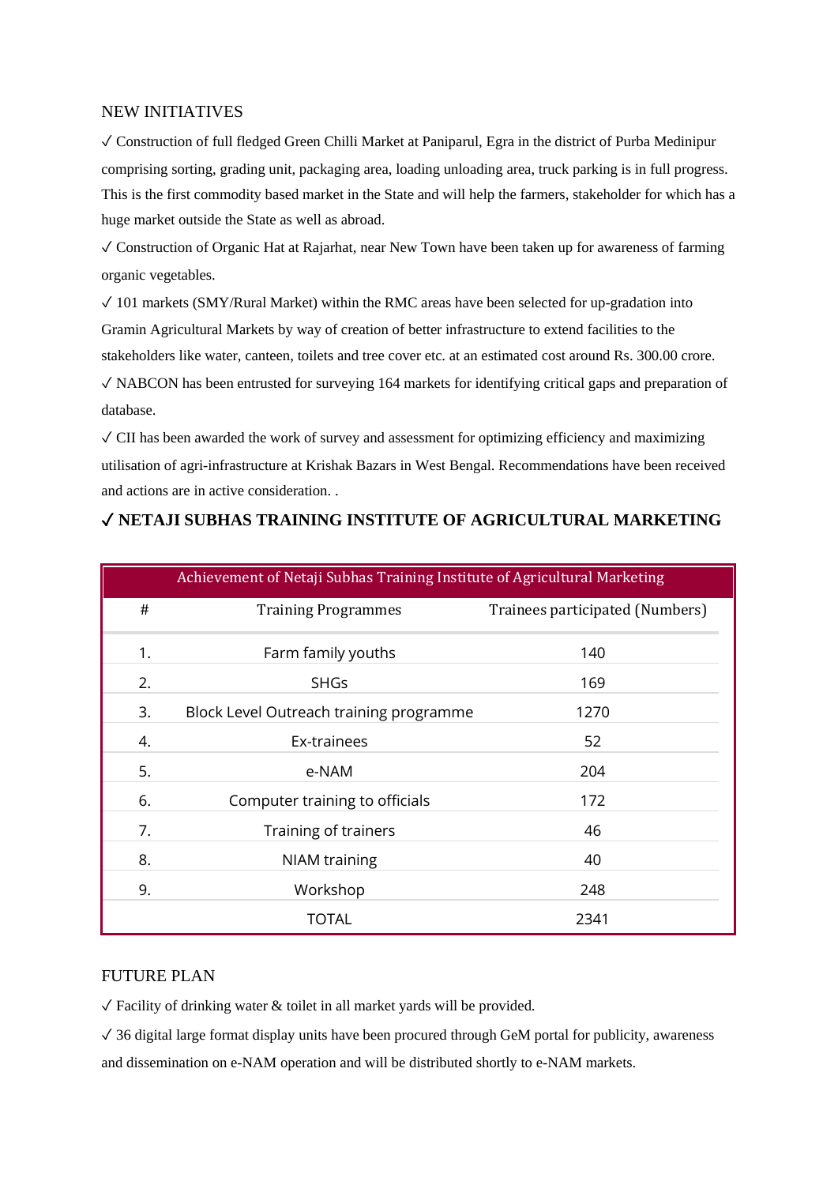## NEW INITIATIVES

✓ Construction of full fledged Green Chilli Market at Paniparul, Egra in the district of Purba Medinipur comprising sorting, grading unit, packaging area, loading unloading area, truck parking is in full progress. This is the first commodity based market in the State and will help the farmers, stakeholder for which has a huge market outside the State as well as abroad.

✓ Construction of Organic Hat at Rajarhat, near New Town have been taken up for awareness of farming organic vegetables.

✓ 101 markets (SMY/Rural Market) within the RMC areas have been selected for up-gradation into Gramin Agricultural Markets by way of creation of better infrastructure to extend facilities to the stakeholders like water, canteen, toilets and tree cover etc. at an estimated cost around Rs. 300.00 crore.

✓ NABCON has been entrusted for surveying 164 markets for identifying critical gaps and preparation of database.

✓ CII has been awarded the work of survey and assessment for optimizing efficiency and maximizing utilisation of agri-infrastructure at Krishak Bazars in West Bengal. Recommendations have been received and actions are in active consideration. .

### ✓ NETAJI SUBHAS TRAINING INSTITUTE OF AGRICULTURAL MARKETING

Achievement of Netaji Subhas Training Institute of Agricultural Marketing

| # | Training Programmes | Trainees participated (Numbers) |
|---|---|---|
| 1. | Farm family youths | 140 |
| 2. | SHGs | 169 |
| 3. | Block Level Outreach training programme | 1270 |
| 4. | Ex-trainees | 52 |
| 5. | e-NAM | 204 |
| 6. | Computer training to officials | 172 |
| 7. | Training of trainers | 46 |
| 8. | NIAM training | 40 |
| 9. | Workshop | 248 |
| | TOTAL | 2341 |

## FUTURE PLAN

✓ Facility of drinking water & toilet in all market yards will be provided.

✓ 36 digital large format display units have been procured through GeM portal for publicity, awareness and dissemination on e-NAM operation and will be distributed shortly to e-NAM markets.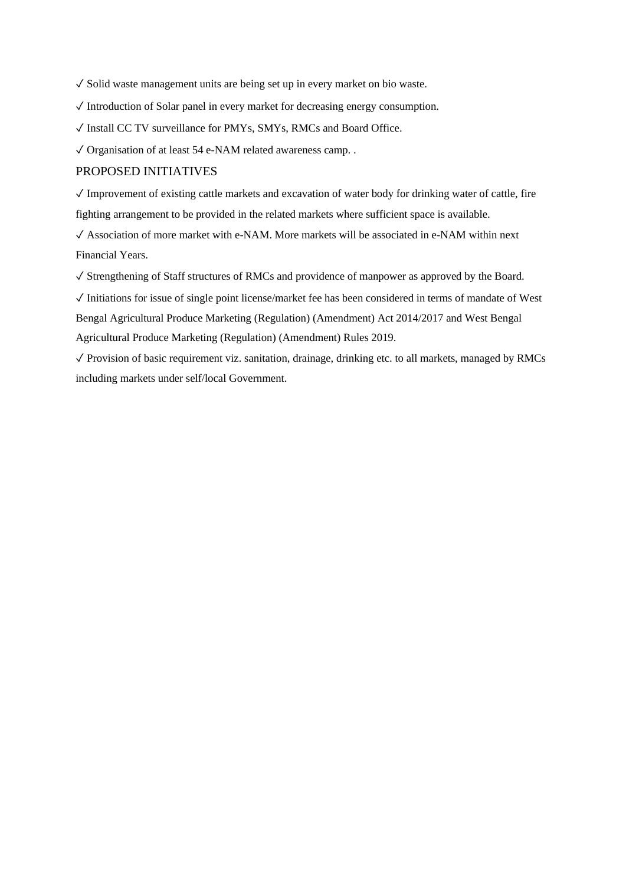✓ Solid waste management units are being set up in every market on bio waste.

✓ Introduction of Solar panel in every market for decreasing energy consumption.

✓ Install CC TV surveillance for PMYs, SMYs, RMCs and Board Office.

✓ Organisation of at least 54 e-NAM related awareness camp. .

## PROPOSED INITIATIVES

✓ Improvement of existing cattle markets and excavation of water body for drinking water of cattle, fire fighting arrangement to be provided in the related markets where sufficient space is available.

✓ Association of more market with e-NAM. More markets will be associated in e-NAM within next Financial Years.

✓ Strengthening of Staff structures of RMCs and providence of manpower as approved by the Board.

✓ Initiations for issue of single point license/market fee has been considered in terms of mandate of West Bengal Agricultural Produce Marketing (Regulation) (Amendment) Act 2014/2017 and West Bengal Agricultural Produce Marketing (Regulation) (Amendment) Rules 2019.

✓ Provision of basic requirement viz. sanitation, drainage, drinking etc. to all markets, managed by RMCs including markets under self/local Government.